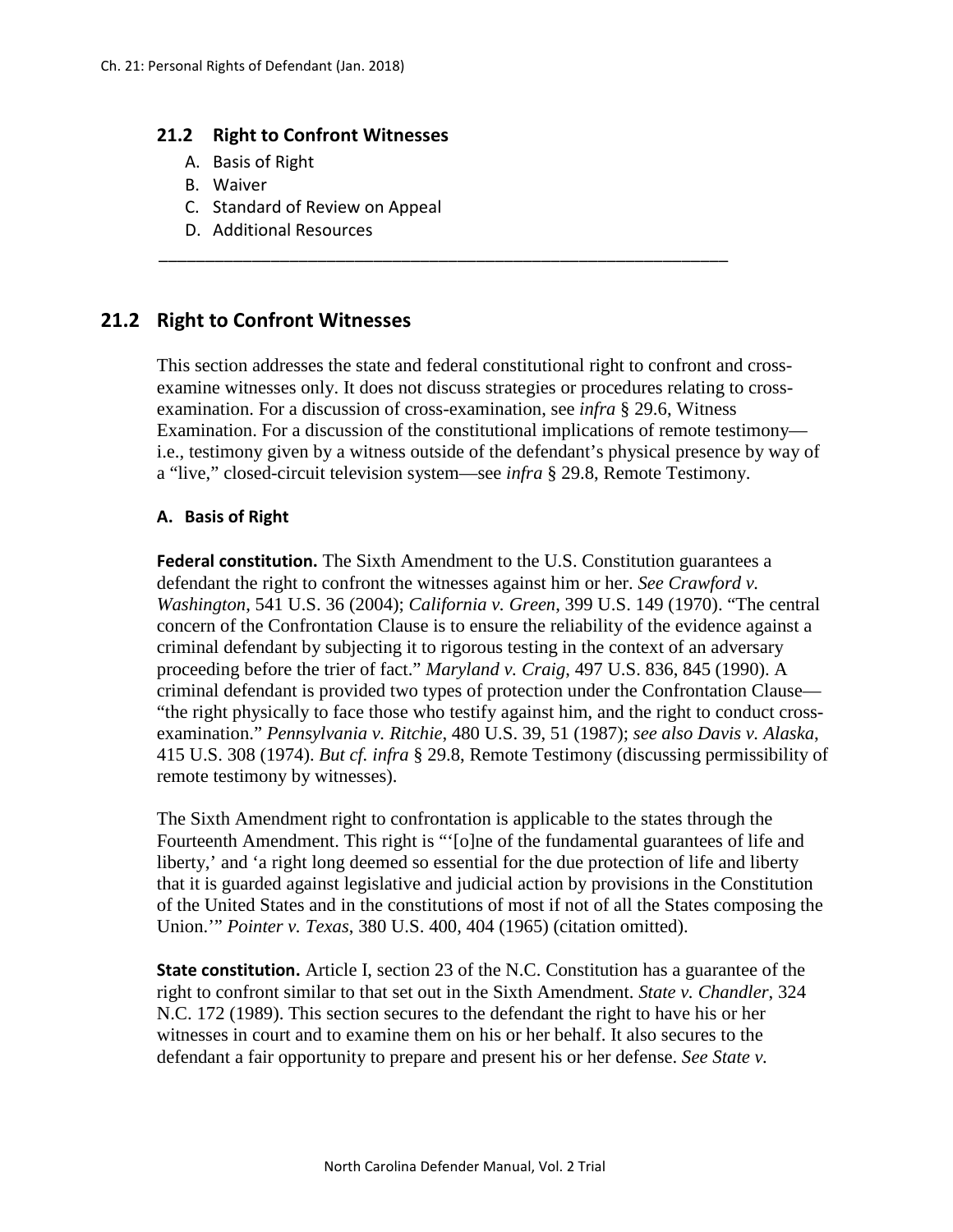## 21.2 Right to Confront Witnesses

A. Basis of Right
B. Waiver
C. Standard of Review on Appeal
D. Additional Resources

---

## 21.2 Right to Confront Witnesses

This section addresses the state and federal constitutional right to confront and cross-examine witnesses only. It does not discuss strategies or procedures relating to cross-examination. For a discussion of cross-examination, see *infra* § 29.6, Witness Examination. For a discussion of the constitutional implications of remote testimony—i.e., testimony given by a witness outside of the defendant's physical presence by way of a "live," closed-circuit television system—see *infra* § 29.8, Remote Testimony.

### A. Basis of Right

**Federal constitution.** The Sixth Amendment to the U.S. Constitution guarantees a defendant the right to confront the witnesses against him or her. *See Crawford v. Washington*, 541 U.S. 36 (2004); *California v. Green*, 399 U.S. 149 (1970). "The central concern of the Confrontation Clause is to ensure the reliability of the evidence against a criminal defendant by subjecting it to rigorous testing in the context of an adversary proceeding before the trier of fact." *Maryland v. Craig*, 497 U.S. 836, 845 (1990). A criminal defendant is provided two types of protection under the Confrontation Clause—"the right physically to face those who testify against him, and the right to conduct cross-examination." *Pennsylvania v. Ritchie*, 480 U.S. 39, 51 (1987); *see also Davis v. Alaska*, 415 U.S. 308 (1974). *But cf. infra* § 29.8, Remote Testimony (discussing permissibility of remote testimony by witnesses).

The Sixth Amendment right to confrontation is applicable to the states through the Fourteenth Amendment. This right is "'[o]ne of the fundamental guarantees of life and liberty,' and 'a right long deemed so essential for the due protection of life and liberty that it is guarded against legislative and judicial action by provisions in the Constitution of the United States and in the constitutions of most if not of all the States composing the Union.'" *Pointer v. Texas*, 380 U.S. 400, 404 (1965) (citation omitted).

**State constitution.** Article I, section 23 of the N.C. Constitution has a guarantee of the right to confront similar to that set out in the Sixth Amendment. *State v. Chandler*, 324 N.C. 172 (1989). This section secures to the defendant the right to have his or her witnesses in court and to examine them on his or her behalf. It also secures to the defendant a fair opportunity to prepare and present his or her defense. *See State v.*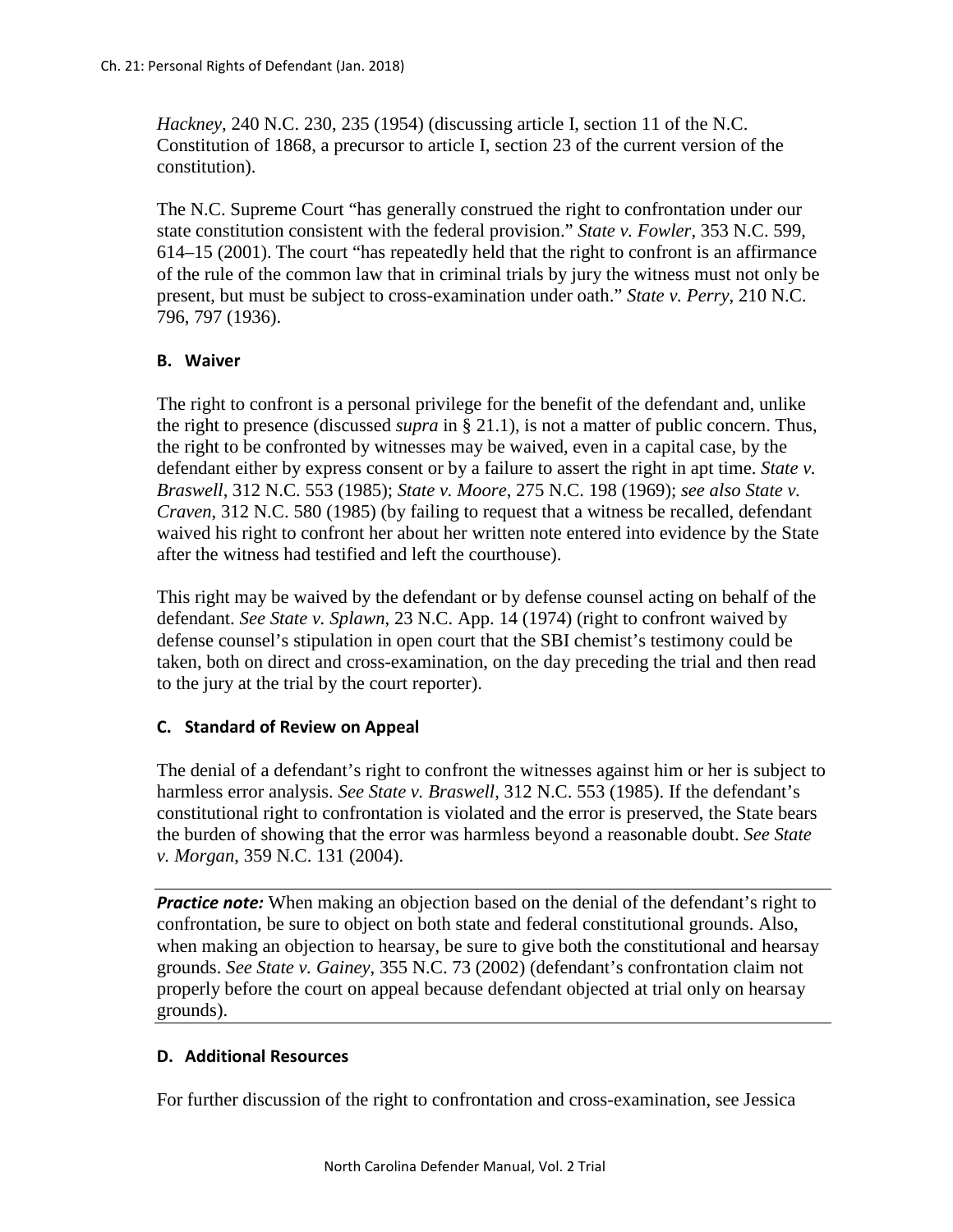*Hackney*, 240 N.C. 230, 235 (1954) (discussing article I, section 11 of the N.C. Constitution of 1868, a precursor to article I, section 23 of the current version of the constitution).

The N.C. Supreme Court "has generally construed the right to confrontation under our state constitution consistent with the federal provision." *State v. Fowler*, 353 N.C. 599, 614–15 (2001). The court "has repeatedly held that the right to confront is an affirmance of the rule of the common law that in criminal trials by jury the witness must not only be present, but must be subject to cross-examination under oath." *State v. Perry*, 210 N.C. 796, 797 (1936).

### B. Waiver

The right to confront is a personal privilege for the benefit of the defendant and, unlike the right to presence (discussed *supra* in § 21.1), is not a matter of public concern. Thus, the right to be confronted by witnesses may be waived, even in a capital case, by the defendant either by express consent or by a failure to assert the right in apt time. *State v. Braswell*, 312 N.C. 553 (1985); *State v. Moore*, 275 N.C. 198 (1969); *see also State v. Craven*, 312 N.C. 580 (1985) (by failing to request that a witness be recalled, defendant waived his right to confront her about her written note entered into evidence by the State after the witness had testified and left the courthouse).

This right may be waived by the defendant or by defense counsel acting on behalf of the defendant. *See State v. Splawn*, 23 N.C. App. 14 (1974) (right to confront waived by defense counsel's stipulation in open court that the SBI chemist's testimony could be taken, both on direct and cross-examination, on the day preceding the trial and then read to the jury at the trial by the court reporter).

### C. Standard of Review on Appeal

The denial of a defendant's right to confront the witnesses against him or her is subject to harmless error analysis. *See State v. Braswell*, 312 N.C. 553 (1985). If the defendant's constitutional right to confrontation is violated and the error is preserved, the State bears the burden of showing that the error was harmless beyond a reasonable doubt. *See State v. Morgan*, 359 N.C. 131 (2004).

***Practice note:*** When making an objection based on the denial of the defendant's right to confrontation, be sure to object on both state and federal constitutional grounds. Also, when making an objection to hearsay, be sure to give both the constitutional and hearsay grounds. *See State v. Gainey*, 355 N.C. 73 (2002) (defendant's confrontation claim not properly before the court on appeal because defendant objected at trial only on hearsay grounds).

### D. Additional Resources

For further discussion of the right to confrontation and cross-examination, see Jessica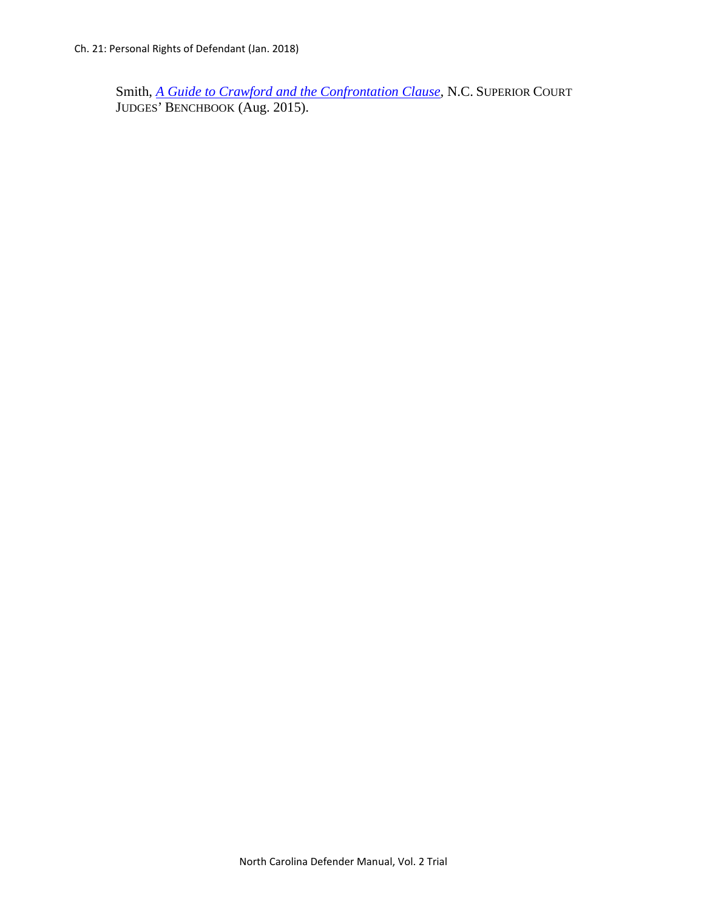Smith, *A Guide to Crawford and the Confrontation Clause*, N.C. SUPERIOR COURT JUDGES' BENCHBOOK (Aug. 2015).